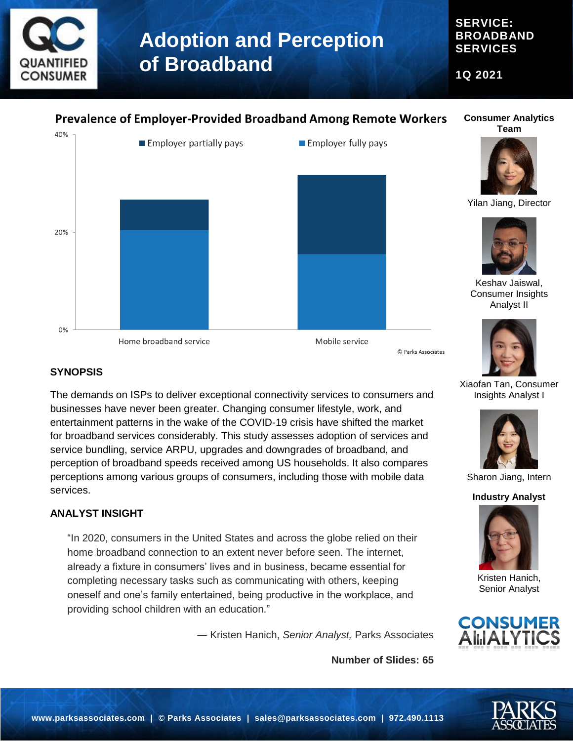# Adoption and Perception of Broadband

**SERVICE: BROADBAND SERVICES**

**1Q 2021**

## Prevalence of Employer-Provided Broadband Among Remote Workers

■ Employer partially pays ■ Employer fully pays

40%

20%

0%

Home broadband service

Mobile service

© Parks Associates

### SYNOPSIS

The demands on ISPs to deliver exceptional connectivity services to consumers and businesses have never been greater. Changing consumer lifestyle, work, and entertainment patterns in the wake of the COVID-19 crisis have shifted the market for broadband services considerably. This study assesses adoption of services and service bundling, service ARPU, upgrades and downgrades of broadband, and perception of broadband speeds received among US households. It also compares perceptions among various groups of consumers, including those with mobile data services.

### ANALYST INSIGHT

> "In 2020, consumers in the United States and across the globe relied on their home broadband connection to an extent never before seen. The internet, already a fixture in consumers' lives and in business, became essential for completing necessary tasks such as communicating with others, keeping oneself and one's family entertained, being productive in the workplace, and providing school children with an education."

— Kristen Hanich, *Senior Analyst,* Parks Associates

**Number of Slides: 65**

**Consumer Analytics Team**

Yilan Jiang, Director

Keshav Jaiswal, Consumer Insights Analyst II

Xiaofan Tan, Consumer Insights Analyst I

Sharon Jiang, Intern

**Industry Analyst**

Kristen Hanich, Senior Analyst

**www.parksassociates.com | © Parks Associates | sales@parksassociates.com | 972.490.1113**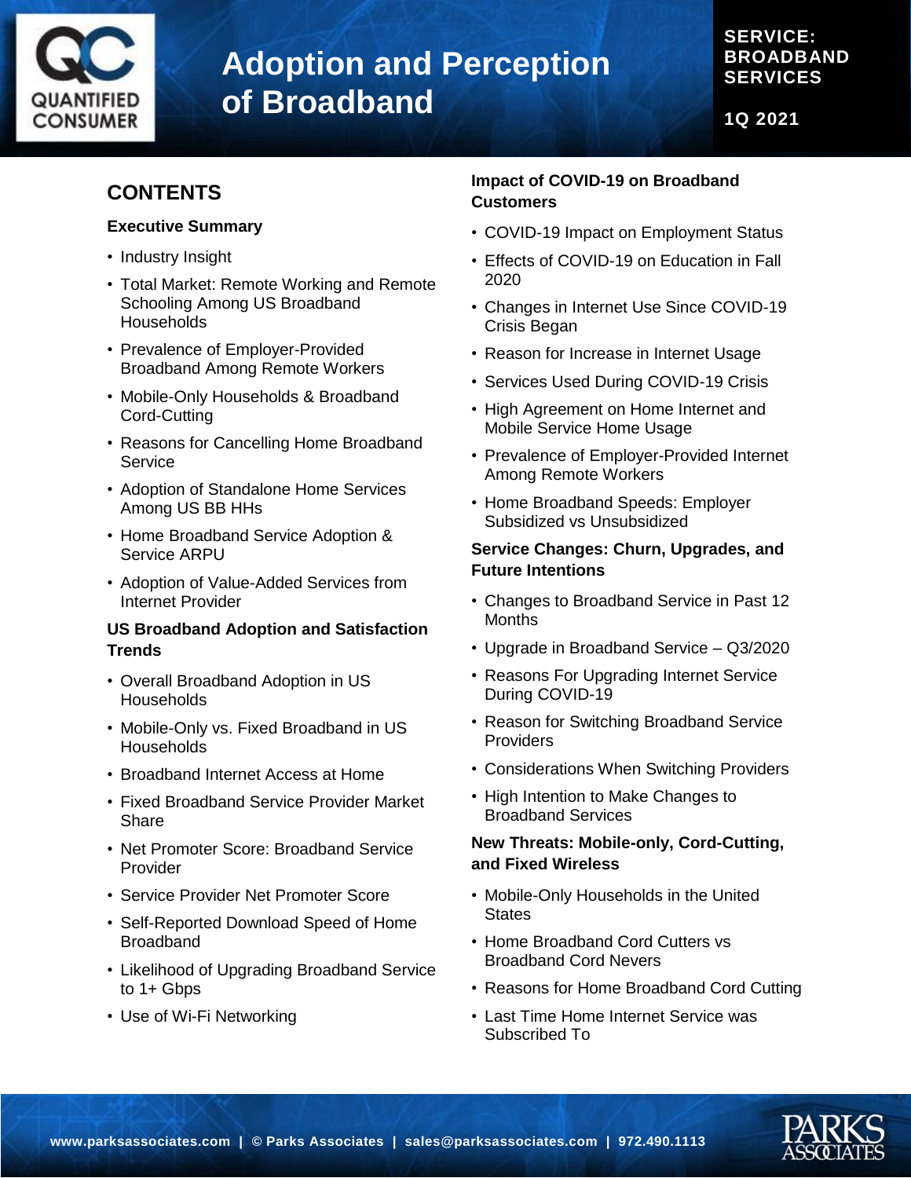# Adoption and Perception of Broadband

**SERVICE: BROADBAND SERVICES**

**1Q 2021**

## CONTENTS

### Executive Summary

- Industry Insight
- Total Market: Remote Working and Remote Schooling Among US Broadband Households
- Prevalence of Employer-Provided Broadband Among Remote Workers
- Mobile-Only Households & Broadband Cord-Cutting
- Reasons for Cancelling Home Broadband Service
- Adoption of Standalone Home Services Among US BB HHs
- Home Broadband Service Adoption & Service ARPU
- Adoption of Value-Added Services from Internet Provider

### US Broadband Adoption and Satisfaction Trends

- Overall Broadband Adoption in US Households
- Mobile-Only vs. Fixed Broadband in US Households
- Broadband Internet Access at Home
- Fixed Broadband Service Provider Market Share
- Net Promoter Score: Broadband Service Provider
- Service Provider Net Promoter Score
- Self-Reported Download Speed of Home Broadband
- Likelihood of Upgrading Broadband Service to 1+ Gbps
- Use of Wi-Fi Networking

### Impact of COVID-19 on Broadband Customers

- COVID-19 Impact on Employment Status
- Effects of COVID-19 on Education in Fall 2020
- Changes in Internet Use Since COVID-19 Crisis Began
- Reason for Increase in Internet Usage
- Services Used During COVID-19 Crisis
- High Agreement on Home Internet and Mobile Service Home Usage
- Prevalence of Employer-Provided Internet Among Remote Workers
- Home Broadband Speeds: Employer Subsidized vs Unsubsidized

### Service Changes: Churn, Upgrades, and Future Intentions

- Changes to Broadband Service in Past 12 Months
- Upgrade in Broadband Service – Q3/2020
- Reasons For Upgrading Internet Service During COVID-19
- Reason for Switching Broadband Service Providers
- Considerations When Switching Providers
- High Intention to Make Changes to Broadband Services

### New Threats: Mobile-only, Cord-Cutting, and Fixed Wireless

- Mobile-Only Households in the United States
- Home Broadband Cord Cutters vs Broadband Cord Nevers
- Reasons for Home Broadband Cord Cutting
- Last Time Home Internet Service was Subscribed To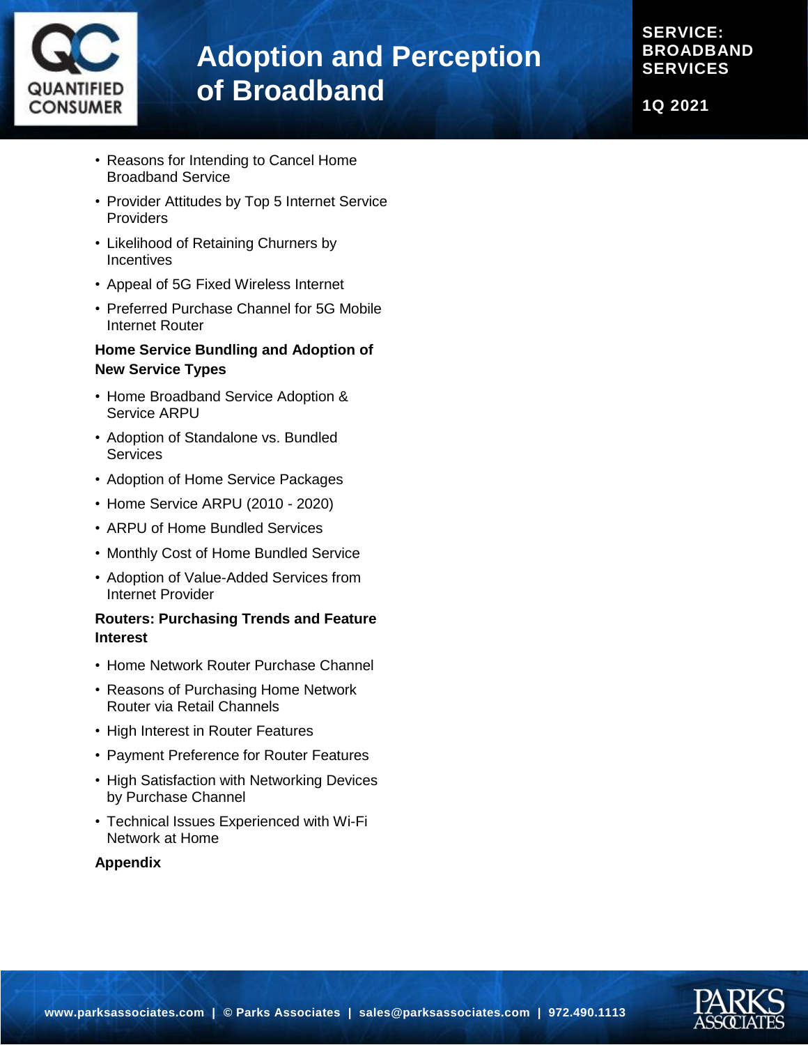- Reasons for Intending to Cancel Home Broadband Service
- Provider Attitudes by Top 5 Internet Service Providers
- Likelihood of Retaining Churners by Incentives
- Appeal of 5G Fixed Wireless Internet
- Preferred Purchase Channel for 5G Mobile Internet Router

**Home Service Bundling and Adoption of New Service Types**

- Home Broadband Service Adoption & Service ARPU
- Adoption of Standalone vs. Bundled Services
- Adoption of Home Service Packages
- Home Service ARPU (2010 - 2020)
- ARPU of Home Bundled Services
- Monthly Cost of Home Bundled Service
- Adoption of Value-Added Services from Internet Provider

**Routers: Purchasing Trends and Feature Interest**

- Home Network Router Purchase Channel
- Reasons of Purchasing Home Network Router via Retail Channels
- High Interest in Router Features
- Payment Preference for Router Features
- High Satisfaction with Networking Devices by Purchase Channel
- Technical Issues Experienced with Wi-Fi Network at Home

**Appendix**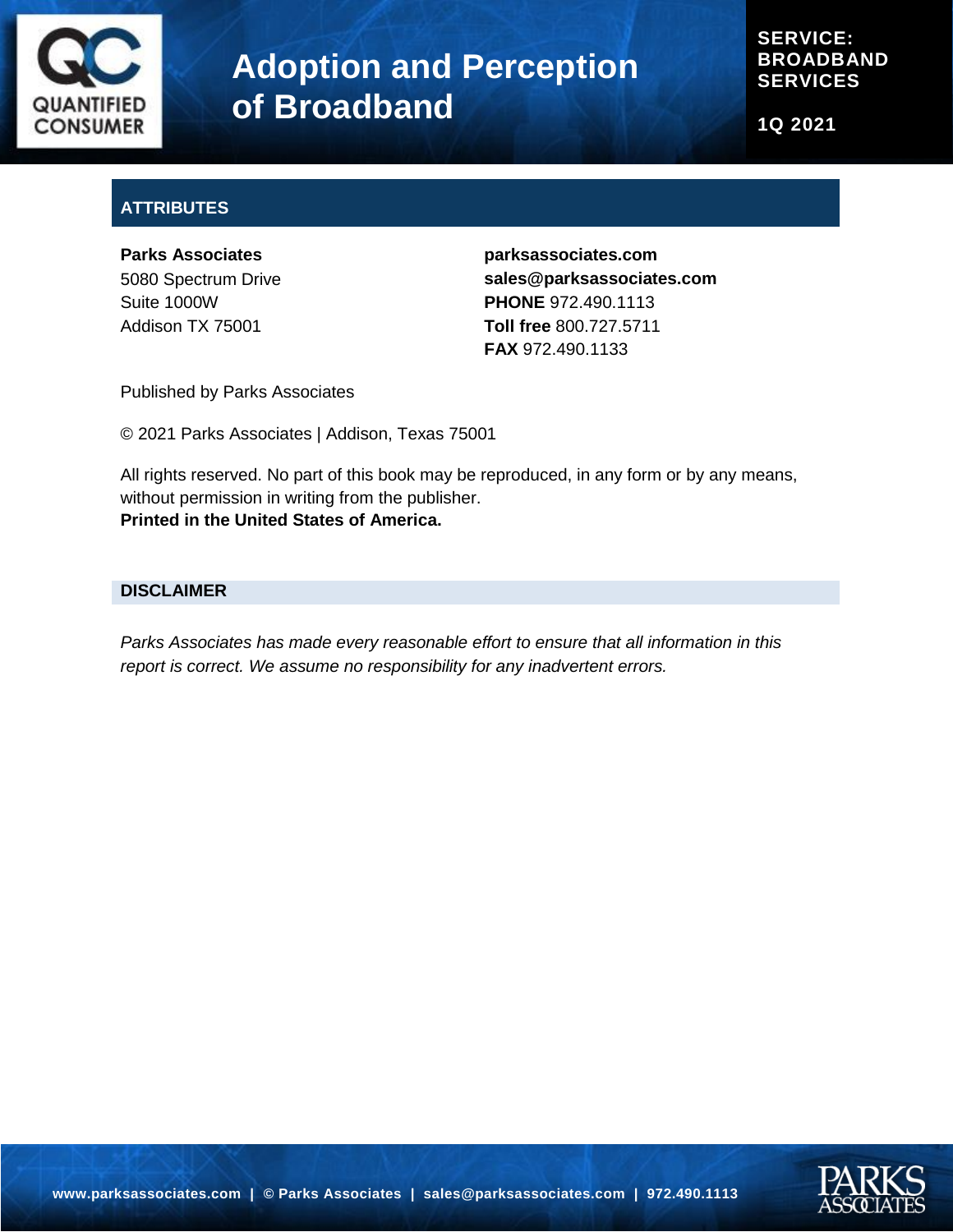# Adoption and Perception of Broadband

**SERVICE: BROADBAND SERVICES**

**1Q 2021**

## ATTRIBUTES

**Parks Associates**
5080 Spectrum Drive
Suite 1000W
Addison TX 75001

**parksassociates.com**
**sales@parksassociates.com**
**PHONE** 972.490.1113
**Toll free** 800.727.5711
**FAX** 972.490.1133

Published by Parks Associates

© 2021 Parks Associates | Addison, Texas 75001

All rights reserved. No part of this book may be reproduced, in any form or by any means, without permission in writing from the publisher.
**Printed in the United States of America.**

## DISCLAIMER

*Parks Associates has made every reasonable effort to ensure that all information in this report is correct. We assume no responsibility for any inadvertent errors.*